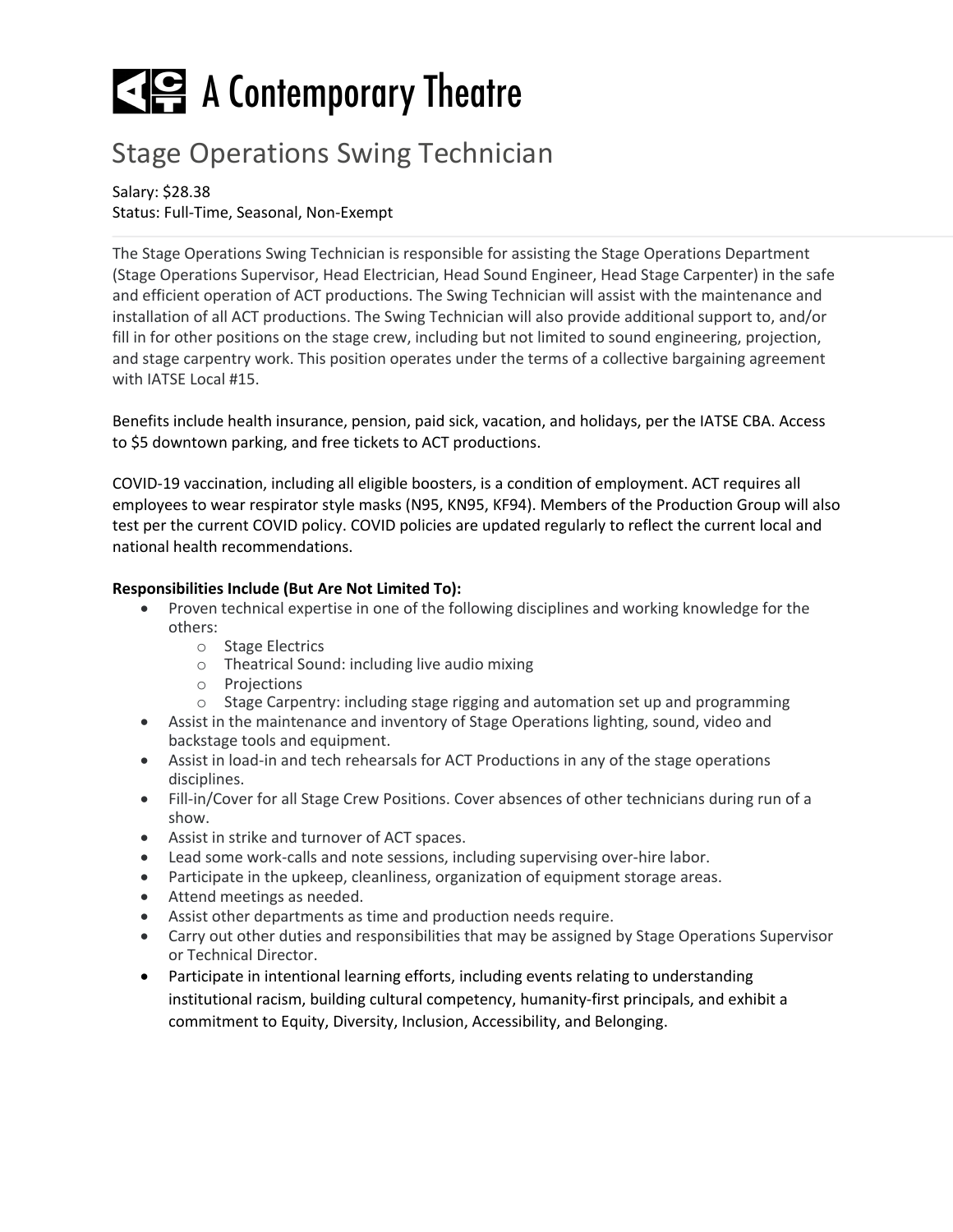# A Contemporary Theatre

## Stage Operations Swing Technician

Salary: $28.38
Status: Full-Time, Seasonal, Non-Exempt

The Stage Operations Swing Technician is responsible for assisting the Stage Operations Department (Stage Operations Supervisor, Head Electrician, Head Sound Engineer, Head Stage Carpenter) in the safe and efficient operation of ACT productions. The Swing Technician will assist with the maintenance and installation of all ACT productions. The Swing Technician will also provide additional support to, and/or fill in for other positions on the stage crew, including but not limited to sound engineering, projection, and stage carpentry work. This position operates under the terms of a collective bargaining agreement with IATSE Local #15.

Benefits include health insurance, pension, paid sick, vacation, and holidays, per the IATSE CBA. Access to $5 downtown parking, and free tickets to ACT productions.

COVID-19 vaccination, including all eligible boosters, is a condition of employment. ACT requires all employees to wear respirator style masks (N95, KN95, KF94). Members of the Production Group will also test per the current COVID policy. COVID policies are updated regularly to reflect the current local and national health recommendations.

**Responsibilities Include (But Are Not Limited To):**

- Proven technical expertise in one of the following disciplines and working knowledge for the others:
  - Stage Electrics
  - Theatrical Sound: including live audio mixing
  - Projections
  - Stage Carpentry: including stage rigging and automation set up and programming
- Assist in the maintenance and inventory of Stage Operations lighting, sound, video and backstage tools and equipment.
- Assist in load-in and tech rehearsals for ACT Productions in any of the stage operations disciplines.
- Fill-in/Cover for all Stage Crew Positions. Cover absences of other technicians during run of a show.
- Assist in strike and turnover of ACT spaces.
- Lead some work-calls and note sessions, including supervising over-hire labor.
- Participate in the upkeep, cleanliness, organization of equipment storage areas.
- Attend meetings as needed.
- Assist other departments as time and production needs require.
- Carry out other duties and responsibilities that may be assigned by Stage Operations Supervisor or Technical Director.
- Participate in intentional learning efforts, including events relating to understanding institutional racism, building cultural competency, humanity-first principals, and exhibit a commitment to Equity, Diversity, Inclusion, Accessibility, and Belonging.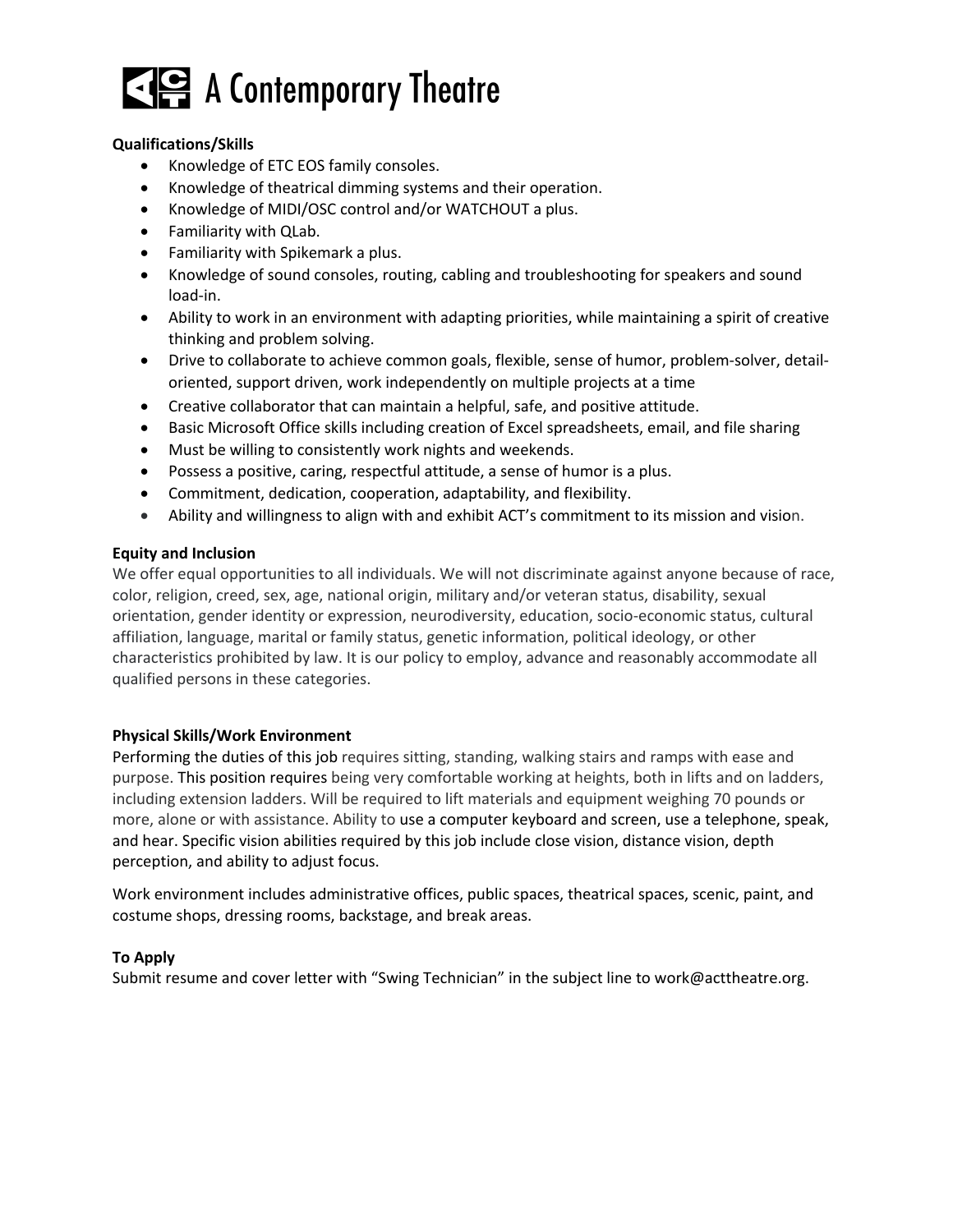# A Contemporary Theatre

**Qualifications/Skills**

- Knowledge of ETC EOS family consoles.
- Knowledge of theatrical dimming systems and their operation.
- Knowledge of MIDI/OSC control and/or WATCHOUT a plus.
- Familiarity with QLab.
- Familiarity with Spikemark a plus.
- Knowledge of sound consoles, routing, cabling and troubleshooting for speakers and sound load-in.
- Ability to work in an environment with adapting priorities, while maintaining a spirit of creative thinking and problem solving.
- Drive to collaborate to achieve common goals, flexible, sense of humor, problem-solver, detail-oriented, support driven, work independently on multiple projects at a time
- Creative collaborator that can maintain a helpful, safe, and positive attitude.
- Basic Microsoft Office skills including creation of Excel spreadsheets, email, and file sharing
- Must be willing to consistently work nights and weekends.
- Possess a positive, caring, respectful attitude, a sense of humor is a plus.
- Commitment, dedication, cooperation, adaptability, and flexibility.
- Ability and willingness to align with and exhibit ACT's commitment to its mission and vision.

**Equity and Inclusion**

We offer equal opportunities to all individuals. We will not discriminate against anyone because of race, color, religion, creed, sex, age, national origin, military and/or veteran status, disability, sexual orientation, gender identity or expression, neurodiversity, education, socio-economic status, cultural affiliation, language, marital or family status, genetic information, political ideology, or other characteristics prohibited by law. It is our policy to employ, advance and reasonably accommodate all qualified persons in these categories.

**Physical Skills/Work Environment**

Performing the duties of this job requires sitting, standing, walking stairs and ramps with ease and purpose. This position requires being very comfortable working at heights, both in lifts and on ladders, including extension ladders. Will be required to lift materials and equipment weighing 70 pounds or more, alone or with assistance. Ability to use a computer keyboard and screen, use a telephone, speak, and hear. Specific vision abilities required by this job include close vision, distance vision, depth perception, and ability to adjust focus.

Work environment includes administrative offices, public spaces, theatrical spaces, scenic, paint, and costume shops, dressing rooms, backstage, and break areas.

**To Apply**

Submit resume and cover letter with "Swing Technician" in the subject line to work@acttheatre.org.